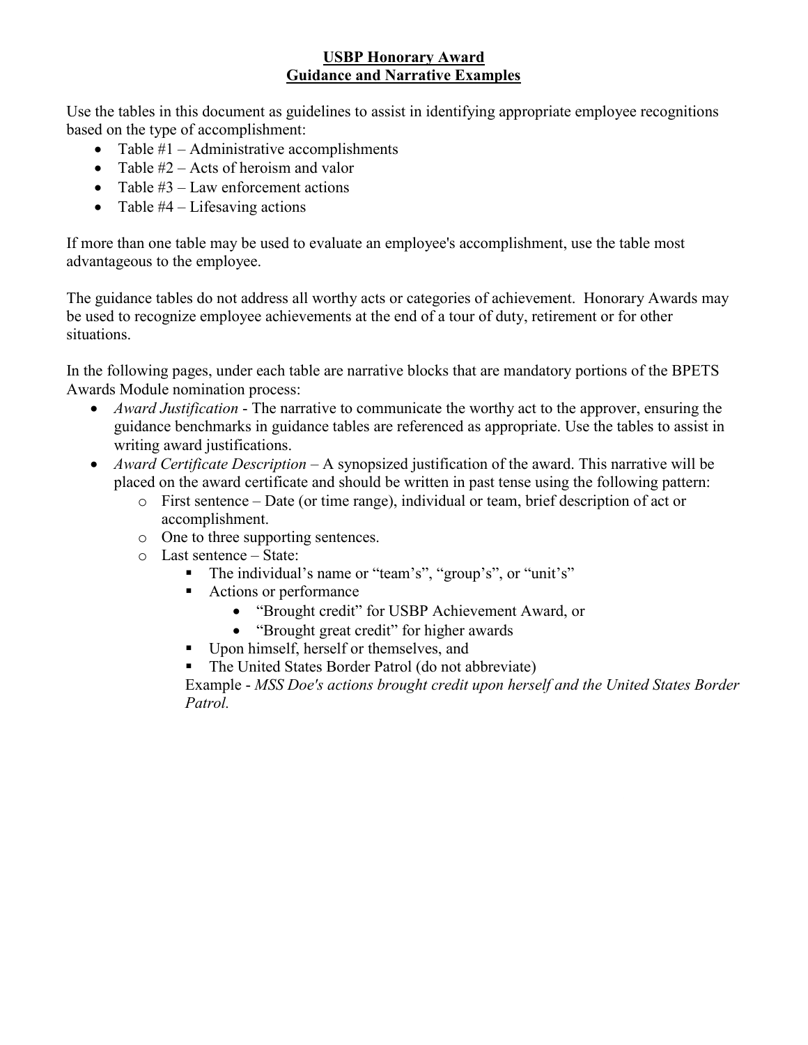# USBP Honorary Award
## Guidance and Narrative Examples

Use the tables in this document as guidelines to assist in identifying appropriate employee recognitions based on the type of accomplishment:

- Table #1 – Administrative accomplishments
- Table #2 – Acts of heroism and valor
- Table #3 – Law enforcement actions
- Table #4 – Lifesaving actions

If more than one table may be used to evaluate an employee's accomplishment, use the table most advantageous to the employee.

The guidance tables do not address all worthy acts or categories of achievement. Honorary Awards may be used to recognize employee achievements at the end of a tour of duty, retirement or for other situations.

In the following pages, under each table are narrative blocks that are mandatory portions of the BPETS Awards Module nomination process:

- *Award Justification* - The narrative to communicate the worthy act to the approver, ensuring the guidance benchmarks in guidance tables are referenced as appropriate. Use the tables to assist in writing award justifications.
- *Award Certificate Description* – A synopsized justification of the award. This narrative will be placed on the award certificate and should be written in past tense using the following pattern:
  - First sentence – Date (or time range), individual or team, brief description of act or accomplishment.
  - One to three supporting sentences.
  - Last sentence – State:
    - The individual's name or "team's", "group's", or "unit's"
    - Actions or performance
      - "Brought credit" for USBP Achievement Award, or
      - "Brought great credit" for higher awards
    - Upon himself, herself or themselves, and
    - The United States Border Patrol (do not abbreviate)

    Example - *MSS Doe's actions brought credit upon herself and the United States Border Patrol.*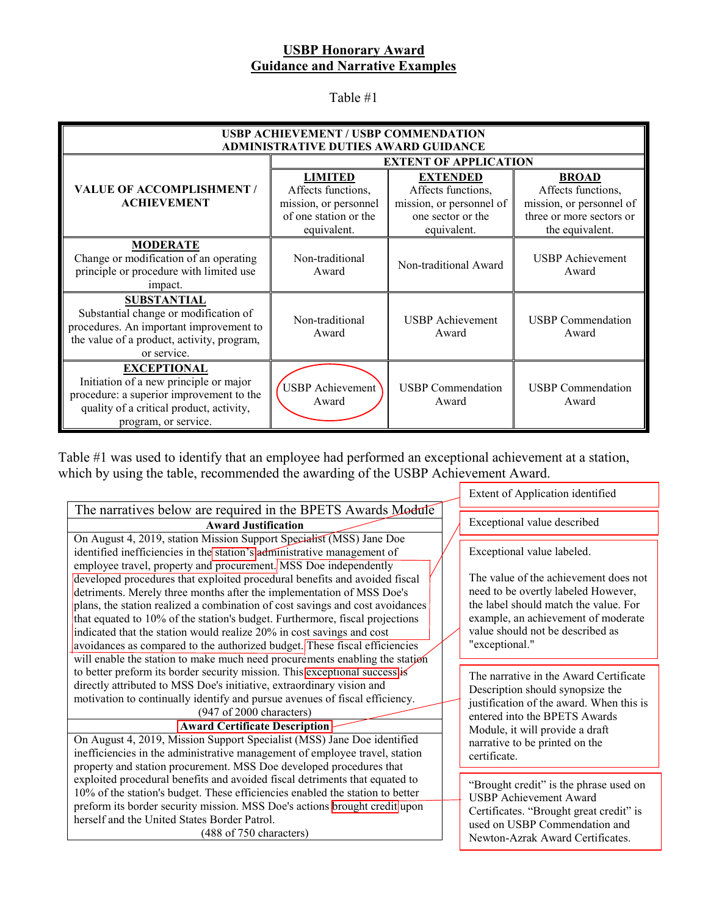# USBP Honorary Award
## Guidance and Narrative Examples

Table #1

| USBP ACHIEVEMENT / USBP COMMENDATION ADMINISTRATIVE DUTIES AWARD GUIDANCE | | | |
|---|---|---|---|
| **VALUE OF ACCOMPLISHMENT / ACHIEVEMENT** | **EXTENT OF APPLICATION** | | |
| | **LIMITED** Affects functions, mission, or personnel of one station or the equivalent. | **EXTENDED** Affects functions, mission, or personnel of one sector or the equivalent. | **BROAD** Affects functions, mission, or personnel of three or more sectors or the equivalent. |
| **MODERATE** Change or modification of an operating principle or procedure with limited use impact. | Non-traditional Award | Non-traditional Award | USBP Achievement Award |
| **SUBSTANTIAL** Substantial change or modification of procedures. An important improvement to the value of a product, activity, program, or service. | Non-traditional Award | USBP Achievement Award | USBP Commendation Award |
| **EXCEPTIONAL** Initiation of a new principle or major procedure: a superior improvement to the quality of a critical product, activity, program, or service. | USBP Achievement Award | USBP Commendation Award | USBP Commendation Award |

Table #1 was used to identify that an employee had performed an exceptional achievement at a station, which by using the table, recommended the awarding of the USBP Achievement Award.

| The narratives below are required in the BPETS Awards Module |
|---|
| **Award Justification** |
| On August 4, 2019, station Mission Support Specialist (MSS) Jane Doe identified inefficiencies in the station's administrative management of employee travel, property and procurement. MSS Doe independently developed procedures that exploited procedural benefits and avoided fiscal detriments. Merely three months after the implementation of MSS Doe's plans, the station realized a combination of cost savings and cost avoidances that equated to 10% of the station's budget. Furthermore, fiscal projections indicated that the station would realize 20% in cost savings and cost avoidances as compared to the authorized budget. These fiscal efficiencies will enable the station to make much need procurements enabling the station to better preform its border security mission. This exceptional success is directly attributed to MSS Doe's initiative, extraordinary vision and motivation to continually identify and pursue avenues of fiscal efficiency. (947 of 2000 characters) |
| **Award Certificate Description** |
| On August 4, 2019, Mission Support Specialist (MSS) Jane Doe identified inefficiencies in the administrative management of employee travel, station property and station procurement. MSS Doe developed procedures that exploited procedural benefits and avoided fiscal detriments that equated to 10% of the station's budget. These efficiencies enabled the station to better preform its border security mission. MSS Doe's actions brought credit upon herself and the United States Border Patrol. (488 of 750 characters) |

Extent of Application identified

Exceptional value described

Exceptional value labeled.

The value of the achievement does not need to be overtly labeled However, the label should match the value. For example, an achievement of moderate value should not be described as "exceptional."

The narrative in the Award Certificate Description should synopsize the justification of the award. When this is entered into the BPETS Awards Module, it will provide a draft narrative to be printed on the certificate.

"Brought credit" is the phrase used on USBP Achievement Award Certificates. "Brought great credit" is used on USBP Commendation and Newton-Azrak Award Certificates.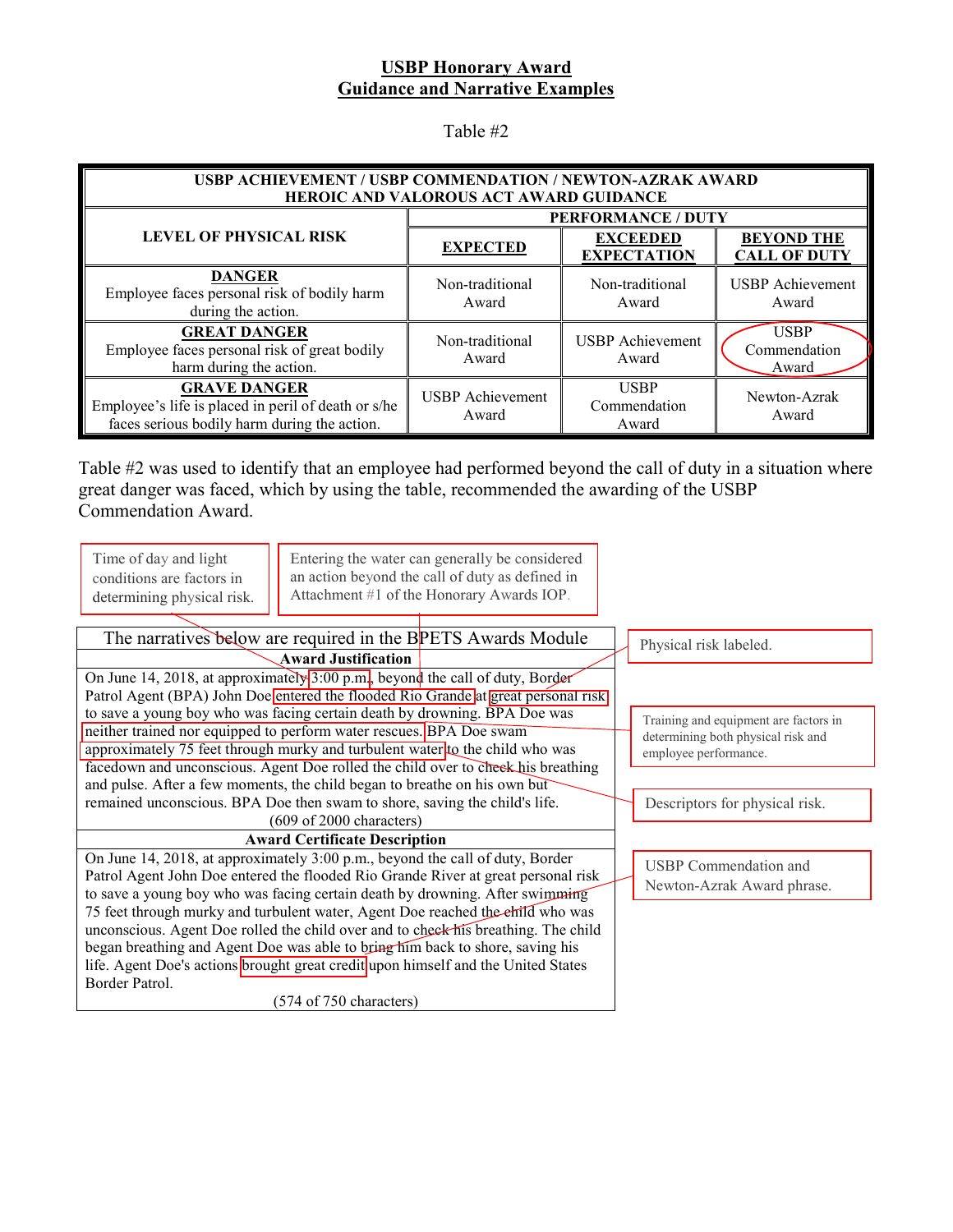# USBP Honorary Award
## Guidance and Narrative Examples

Table #2

| USBP ACHIEVEMENT / USBP COMMENDATION / NEWTON-AZRAK AWARD HEROIC AND VALOROUS ACT AWARD GUIDANCE | | | |
|---|---|---|---|
| **LEVEL OF PHYSICAL RISK** | **PERFORMANCE / DUTY** | | |
| | **EXPECTED** | **EXCEEDED EXPECTATION** | **BEYOND THE CALL OF DUTY** |
| **DANGER** Employee faces personal risk of bodily harm during the action. | Non-traditional Award | Non-traditional Award | USBP Achievement Award |
| **GREAT DANGER** Employee faces personal risk of great bodily harm during the action. | Non-traditional Award | USBP Achievement Award | USBP Commendation Award |
| **GRAVE DANGER** Employee's life is placed in peril of death or s/he faces serious bodily harm during the action. | USBP Achievement Award | USBP Commendation Award | Newton-Azrak Award |

Table #2 was used to identify that an employee had performed beyond the call of duty in a situation where great danger was faced, which by using the table, recommended the awarding of the USBP Commendation Award.

Time of day and light conditions are factors in determining physical risk.

Entering the water can generally be considered an action beyond the call of duty as defined in Attachment #1 of the Honorary Awards IOP.

Physical risk labeled.

Training and equipment are factors in determining both physical risk and employee performance.

Descriptors for physical risk.

USBP Commendation and Newton-Azrak Award phrase.

| The narratives below are required in the BPETS Awards Module |
|---|
| **Award Justification** |
| On June 14, 2018, at approximately 3:00 p.m., beyond the call of duty, Border Patrol Agent (BPA) John Doe entered the flooded Rio Grande at great personal risk to save a young boy who was facing certain death by drowning. BPA Doe was neither trained nor equipped to perform water rescues. BPA Doe swam approximately 75 feet through murky and turbulent water to the child who was facedown and unconscious. Agent Doe rolled the child over to check his breathing and pulse. After a few moments, the child began to breathe on his own but remained unconscious. BPA Doe then swam to shore, saving the child's life. (609 of 2000 characters) |
| **Award Certificate Description** |
| On June 14, 2018, at approximately 3:00 p.m., beyond the call of duty, Border Patrol Agent John Doe entered the flooded Rio Grande River at great personal risk to save a young boy who was facing certain death by drowning. After swimming 75 feet through murky and turbulent water, Agent Doe reached the child who was unconscious. Agent Doe rolled the child over and to check his breathing. The child began breathing and Agent Doe was able to bring him back to shore, saving his life. Agent Doe's actions brought great credit upon himself and the United States Border Patrol. (574 of 750 characters) |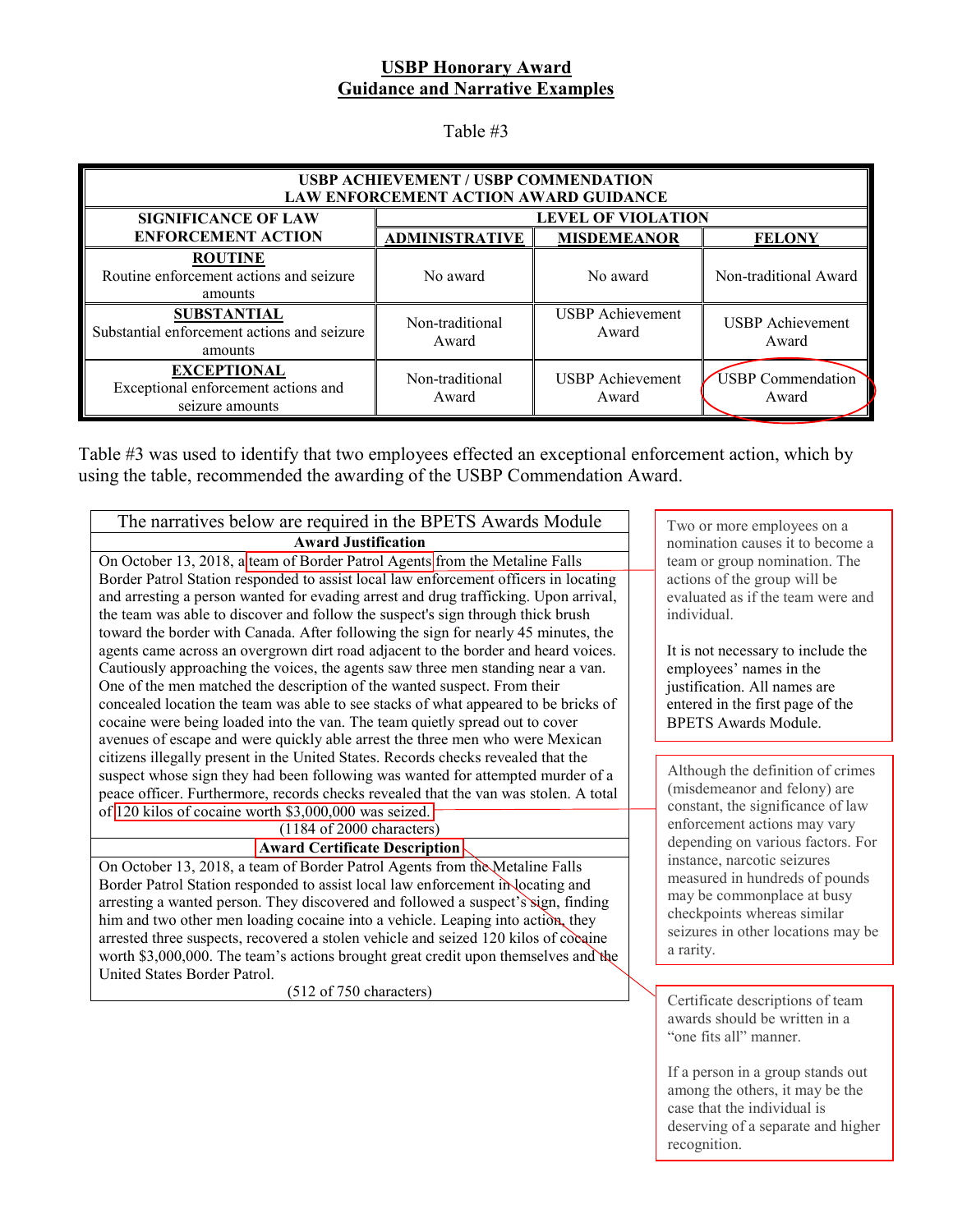# USBP Honorary Award
# Guidance and Narrative Examples

Table #3

| **USBP ACHIEVEMENT / USBP COMMENDATION LAW ENFORCEMENT ACTION AWARD GUIDANCE** | | | |
|---|---|---|---|
| **SIGNIFICANCE OF LAW ENFORCEMENT ACTION** | **LEVEL OF VIOLATION** | | |
| | **ADMINISTRATIVE** | **MISDEMEANOR** | **FELONY** |
| **ROUTINE** Routine enforcement actions and seizure amounts | No award | No award | Non-traditional Award |
| **SUBSTANTIAL** Substantial enforcement actions and seizure amounts | Non-traditional Award | USBP Achievement Award | USBP Achievement Award |
| **EXCEPTIONAL** Exceptional enforcement actions and seizure amounts | Non-traditional Award | USBP Achievement Award | USBP Commendation Award |

Table #3 was used to identify that two employees effected an exceptional enforcement action, which by using the table, recommended the awarding of the USBP Commendation Award.

| The narratives below are required in the BPETS Awards Module |
|---|
| **Award Justification** |
| On October 13, 2018, a team of Border Patrol Agents from the Metaline Falls Border Patrol Station responded to assist local law enforcement officers in locating and arresting a person wanted for evading arrest and drug trafficking. Upon arrival, the team was able to discover and follow the suspect's sign through thick brush toward the border with Canada. After following the sign for nearly 45 minutes, the agents came across an overgrown dirt road adjacent to the border and heard voices. Cautiously approaching the voices, the agents saw three men standing near a van. One of the men matched the description of the wanted suspect. From their concealed location the team was able to see stacks of what appeared to be bricks of cocaine were being loaded into the van. The team quietly spread out to cover avenues of escape and were quickly able arrest the three men who were Mexican citizens illegally present in the United States. Records checks revealed that the suspect whose sign they had been following was wanted for attempted murder of a peace officer. Furthermore, records checks revealed that the van was stolen. A total of 120 kilos of cocaine worth $3,000,000 was seized. (1184 of 2000 characters) |
| **Award Certificate Description** |
| On October 13, 2018, a team of Border Patrol Agents from the Metaline Falls Border Patrol Station responded to assist local law enforcement in locating and arresting a wanted person. They discovered and followed a suspect's sign, finding him and two other men loading cocaine into a vehicle. Leaping into action, they arrested three suspects, recovered a stolen vehicle and seized 120 kilos of cocaine worth $3,000,000. The team's actions brought great credit upon themselves and the United States Border Patrol. (512 of 750 characters) |

Two or more employees on a nomination causes it to become a team or group nomination. The actions of the group will be evaluated as if the team were and individual.

It is not necessary to include the employees' names in the justification. All names are entered in the first page of the BPETS Awards Module.

Although the definition of crimes (misdemeanor and felony) are constant, the significance of law enforcement actions may vary depending on various factors. For instance, narcotic seizures measured in hundreds of pounds may be commonplace at busy checkpoints whereas similar seizures in other locations may be a rarity.

Certificate descriptions of team awards should be written in a "one fits all" manner.

If a person in a group stands out among the others, it may be the case that the individual is deserving of a separate and higher recognition.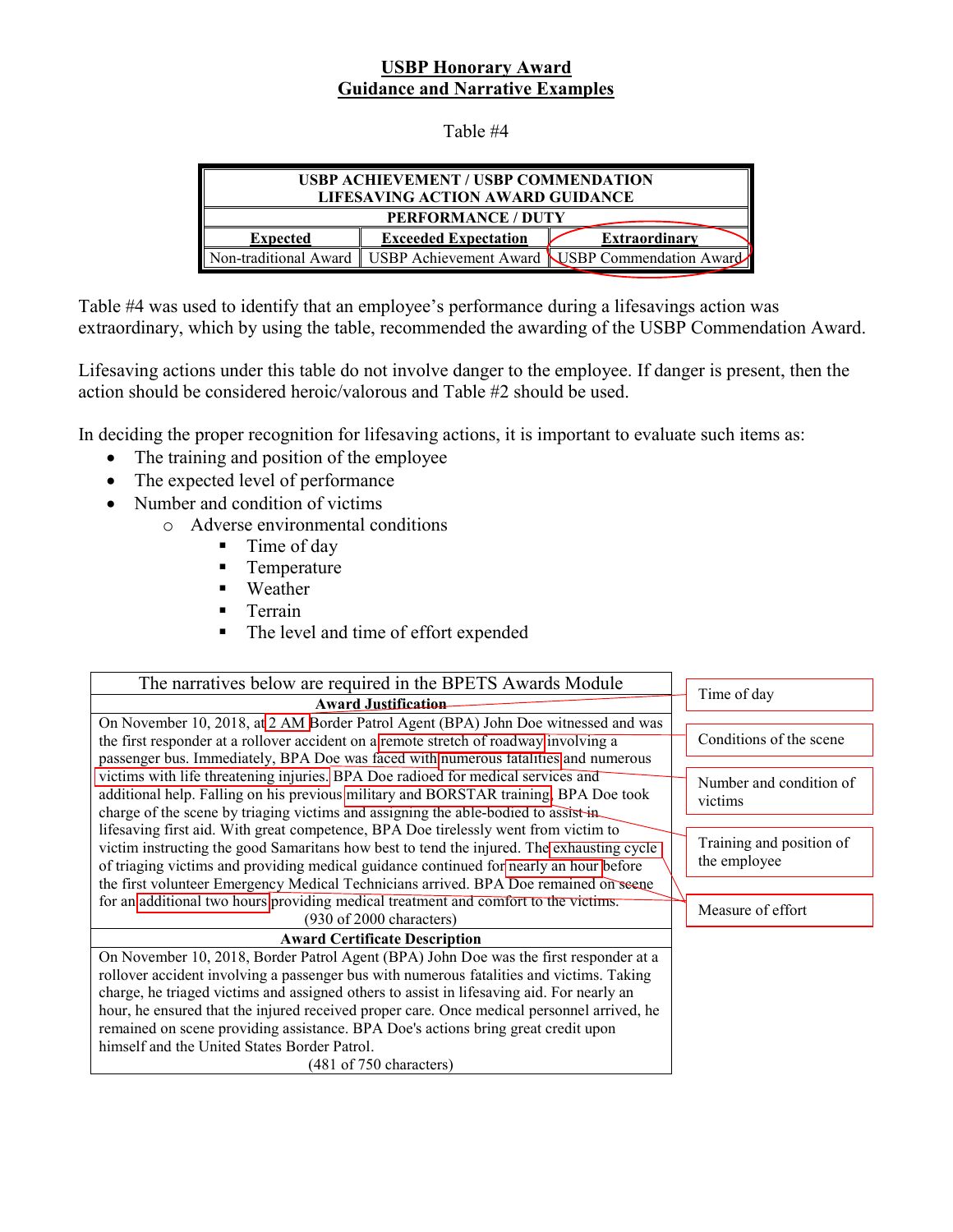# USBP Honorary Award
# Guidance and Narrative Examples

Table #4

| USBP ACHIEVEMENT / USBP COMMENDATION LIFESAVING ACTION AWARD GUIDANCE | | |
|---|---|---|
| PERFORMANCE / DUTY | | |
| **Expected** | **Exceeded Expectation** | **Extraordinary** |
| Non-traditional Award | USBP Achievement Award | USBP Commendation Award |

Table #4 was used to identify that an employee's performance during a lifesavings action was extraordinary, which by using the table, recommended the awarding of the USBP Commendation Award.

Lifesaving actions under this table do not involve danger to the employee. If danger is present, then the action should be considered heroic/valorous and Table #2 should be used.

In deciding the proper recognition for lifesaving actions, it is important to evaluate such items as:

- The training and position of the employee
- The expected level of performance
- Number and condition of victims
  - Adverse environmental conditions
    - Time of day
    - Temperature
    - Weather
    - Terrain
    - The level and time of effort expended

| The narratives below are required in the BPETS Awards Module |
|---|
| **Award Justification** |
| On November 10, 2018, at 2 AM Border Patrol Agent (BPA) John Doe witnessed and was the first responder at a rollover accident on a remote stretch of roadway involving a passenger bus. Immediately, BPA Doe was faced with numerous fatalities and numerous victims with life threatening injuries. BPA Doe radioed for medical services and additional help. Falling on his previous military and BORSTAR training, BPA Doe took charge of the scene by triaging victims and assigning the able-bodied to assist in lifesaving first aid. With great competence, BPA Doe tirelessly went from victim to victim instructing the good Samaritans how best to tend the injured. The exhausting cycle of triaging victims and providing medical guidance continued for nearly an hour before the first volunteer Emergency Medical Technicians arrived. BPA Doe remained on scene for an additional two hours providing medical treatment and comfort to the victims. (930 of 2000 characters) |
| **Award Certificate Description** |
| On November 10, 2018, Border Patrol Agent (BPA) John Doe was the first responder at a rollover accident involving a passenger bus with numerous fatalities and victims. Taking charge, he triaged victims and assigned others to assist in lifesaving aid. For nearly an hour, he ensured that the injured received proper care. Once medical personnel arrived, he remained on scene providing assistance. BPA Doe's actions bring great credit upon himself and the United States Border Patrol. (481 of 750 characters) |

Time of day

Conditions of the scene

Number and condition of victims

Training and position of the employee

Measure of effort